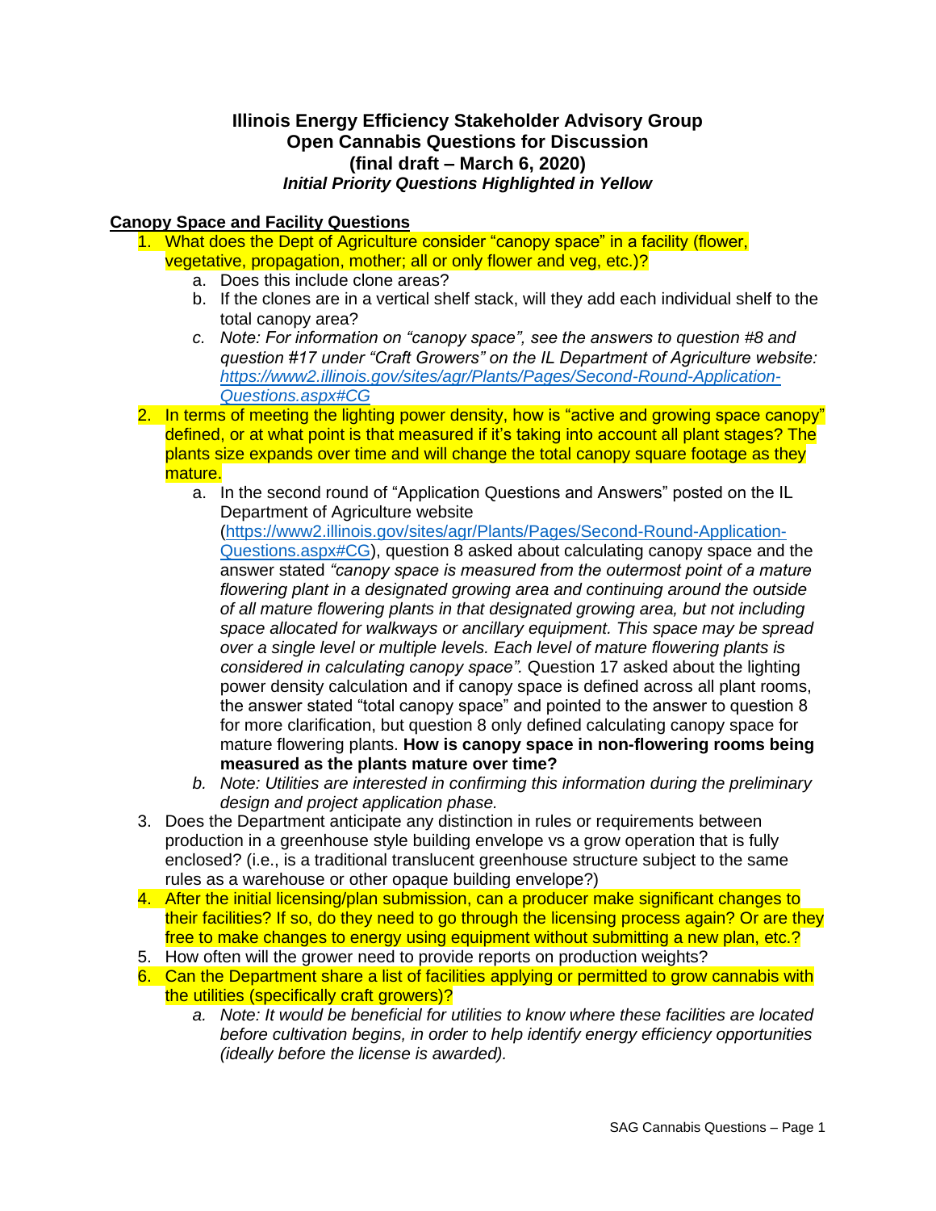**Illinois Energy Efficiency Stakeholder Advisory Group**
**Open Cannabis Questions for Discussion**
**(final draft – March 6, 2020)**
***Initial Priority Questions Highlighted in Yellow***

**Canopy Space and Facility Questions**

1. What does the Dept of Agriculture consider "canopy space" in a facility (flower, vegetative, propagation, mother; all or only flower and veg, etc.)?
   a. Does this include clone areas?
   b. If the clones are in a vertical shelf stack, will they add each individual shelf to the total canopy area?
   c. *Note: For information on "canopy space", see the answers to question #8 and question #17 under "Craft Growers" on the IL Department of Agriculture website: https://www2.illinois.gov/sites/agr/Plants/Pages/Second-Round-Application-Questions.aspx#CG*
2. In terms of meeting the lighting power density, how is "active and growing space canopy" defined, or at what point is that measured if it's taking into account all plant stages? The plants size expands over time and will change the total canopy square footage as they mature.
   a. In the second round of "Application Questions and Answers" posted on the IL Department of Agriculture website (https://www2.illinois.gov/sites/agr/Plants/Pages/Second-Round-Application-Questions.aspx#CG), question 8 asked about calculating canopy space and the answer stated *"canopy space is measured from the outermost point of a mature flowering plant in a designated growing area and continuing around the outside of all mature flowering plants in that designated growing area, but not including space allocated for walkways or ancillary equipment. This space may be spread over a single level or multiple levels. Each level of mature flowering plants is considered in calculating canopy space".* Question 17 asked about the lighting power density calculation and if canopy space is defined across all plant rooms, the answer stated "total canopy space" and pointed to the answer to question 8 for more clarification, but question 8 only defined calculating canopy space for mature flowering plants. **How is canopy space in non-flowering rooms being measured as the plants mature over time?**
   b. *Note: Utilities are interested in confirming this information during the preliminary design and project application phase.*
3. Does the Department anticipate any distinction in rules or requirements between production in a greenhouse style building envelope vs a grow operation that is fully enclosed? (i.e., is a traditional translucent greenhouse structure subject to the same rules as a warehouse or other opaque building envelope?)
4. After the initial licensing/plan submission, can a producer make significant changes to their facilities? If so, do they need to go through the licensing process again? Or are they free to make changes to energy using equipment without submitting a new plan, etc.?
5. How often will the grower need to provide reports on production weights?
6. Can the Department share a list of facilities applying or permitted to grow cannabis with the utilities (specifically craft growers)?
   a. *Note: It would be beneficial for utilities to know where these facilities are located before cultivation begins, in order to help identify energy efficiency opportunities (ideally before the license is awarded).*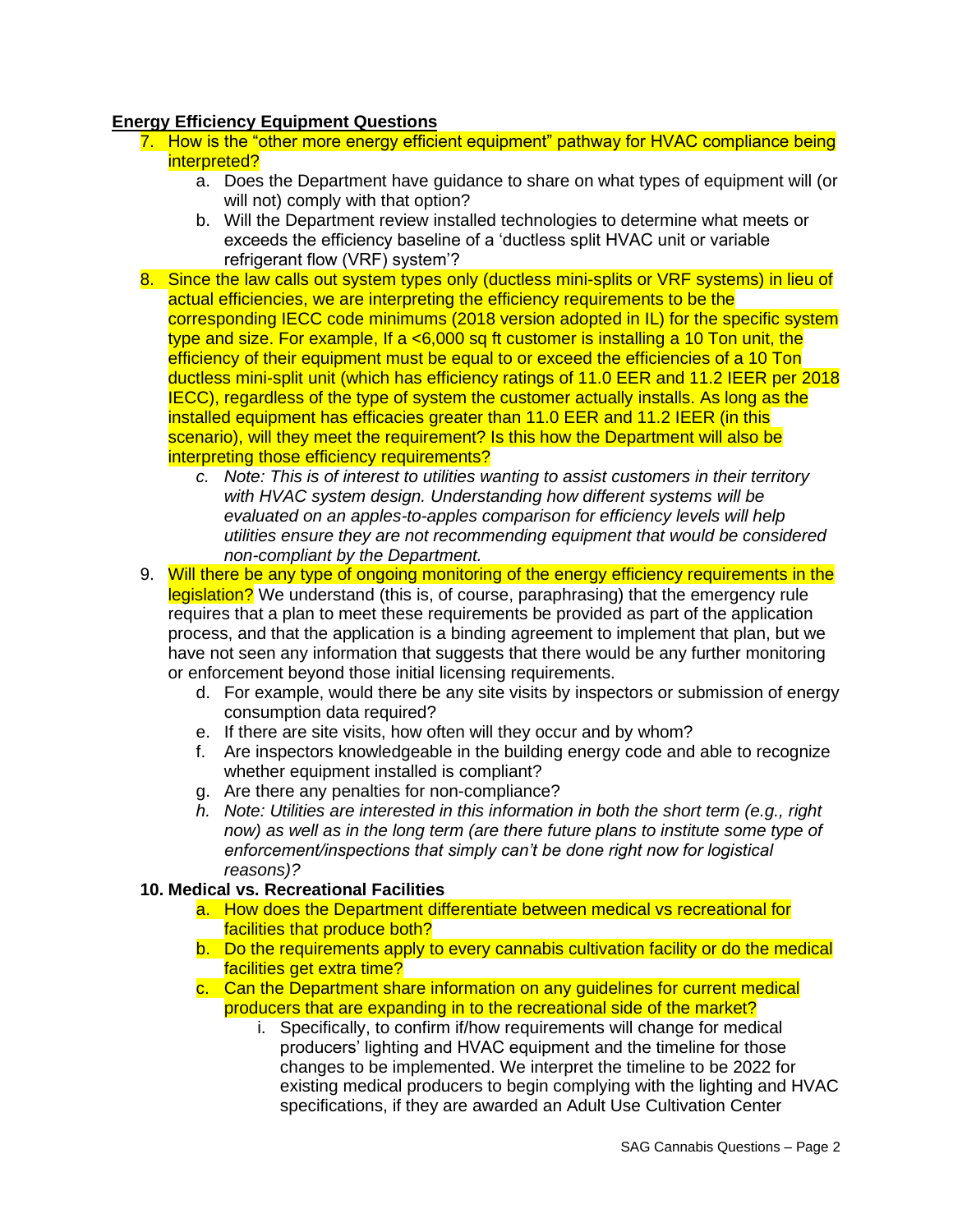**Energy Efficiency Equipment Questions**

7. How is the "other more energy efficient equipment" pathway for HVAC compliance being interpreted?
    a. Does the Department have guidance to share on what types of equipment will (or will not) comply with that option?
    b. Will the Department review installed technologies to determine what meets or exceeds the efficiency baseline of a 'ductless split HVAC unit or variable refrigerant flow (VRF) system'?
8. Since the law calls out system types only (ductless mini-splits or VRF systems) in lieu of actual efficiencies, we are interpreting the efficiency requirements to be the corresponding IECC code minimums (2018 version adopted in IL) for the specific system type and size. For example, If a <6,000 sq ft customer is installing a 10 Ton unit, the efficiency of their equipment must be equal to or exceed the efficiencies of a 10 Ton ductless mini-split unit (which has efficiency ratings of 11.0 EER and 11.2 IEER per 2018 IECC), regardless of the type of system the customer actually installs. As long as the installed equipment has efficacies greater than 11.0 EER and 11.2 IEER (in this scenario), will they meet the requirement? Is this how the Department will also be interpreting those efficiency requirements?
    c. *Note: This is of interest to utilities wanting to assist customers in their territory with HVAC system design. Understanding how different systems will be evaluated on an apples-to-apples comparison for efficiency levels will help utilities ensure they are not recommending equipment that would be considered non-compliant by the Department.*
9. Will there be any type of ongoing monitoring of the energy efficiency requirements in the legislation? We understand (this is, of course, paraphrasing) that the emergency rule requires that a plan to meet these requirements be provided as part of the application process, and that the application is a binding agreement to implement that plan, but we have not seen any information that suggests that there would be any further monitoring or enforcement beyond those initial licensing requirements.
    d. For example, would there be any site visits by inspectors or submission of energy consumption data required?
    e. If there are site visits, how often will they occur and by whom?
    f. Are inspectors knowledgeable in the building energy code and able to recognize whether equipment installed is compliant?
    g. Are there any penalties for non-compliance?
    h. *Note: Utilities are interested in this information in both the short term (e.g., right now) as well as in the long term (are there future plans to institute some type of enforcement/inspections that simply can't be done right now for logistical reasons)?*
10. **Medical vs. Recreational Facilities**
    a. How does the Department differentiate between medical vs recreational for facilities that produce both?
    b. Do the requirements apply to every cannabis cultivation facility or do the medical facilities get extra time?
    c. Can the Department share information on any guidelines for current medical producers that are expanding in to the recreational side of the market?
        i. Specifically, to confirm if/how requirements will change for medical producers' lighting and HVAC equipment and the timeline for those changes to be implemented. We interpret the timeline to be 2022 for existing medical producers to begin complying with the lighting and HVAC specifications, if they are awarded an Adult Use Cultivation Center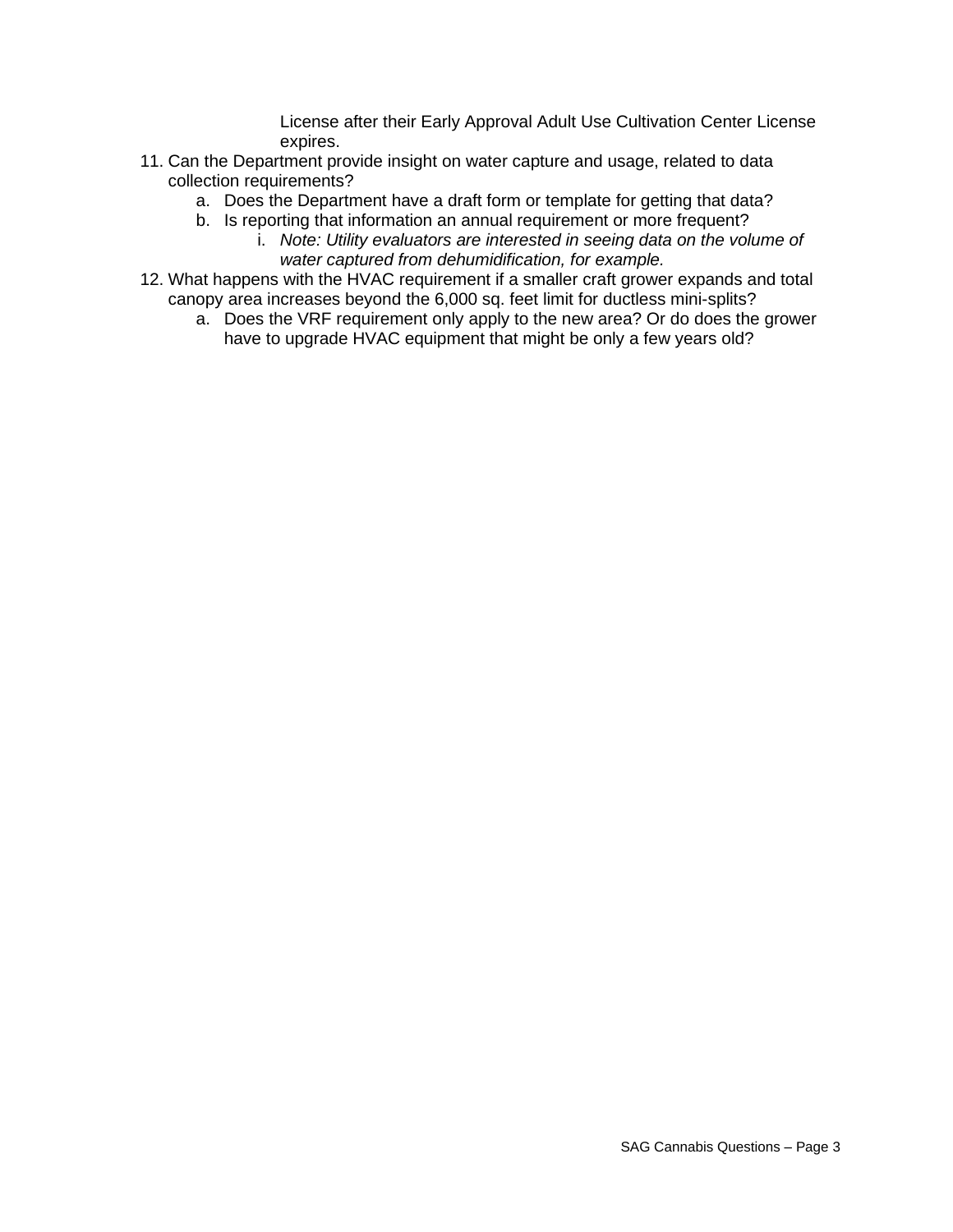License after their Early Approval Adult Use Cultivation Center License expires.

11. Can the Department provide insight on water capture and usage, related to data collection requirements?
    a. Does the Department have a draft form or template for getting that data?
    b. Is reporting that information an annual requirement or more frequent?
        i. *Note: Utility evaluators are interested in seeing data on the volume of water captured from dehumidification, for example.*
12. What happens with the HVAC requirement if a smaller craft grower expands and total canopy area increases beyond the 6,000 sq. feet limit for ductless mini-splits?
    a. Does the VRF requirement only apply to the new area? Or do does the grower have to upgrade HVAC equipment that might be only a few years old?